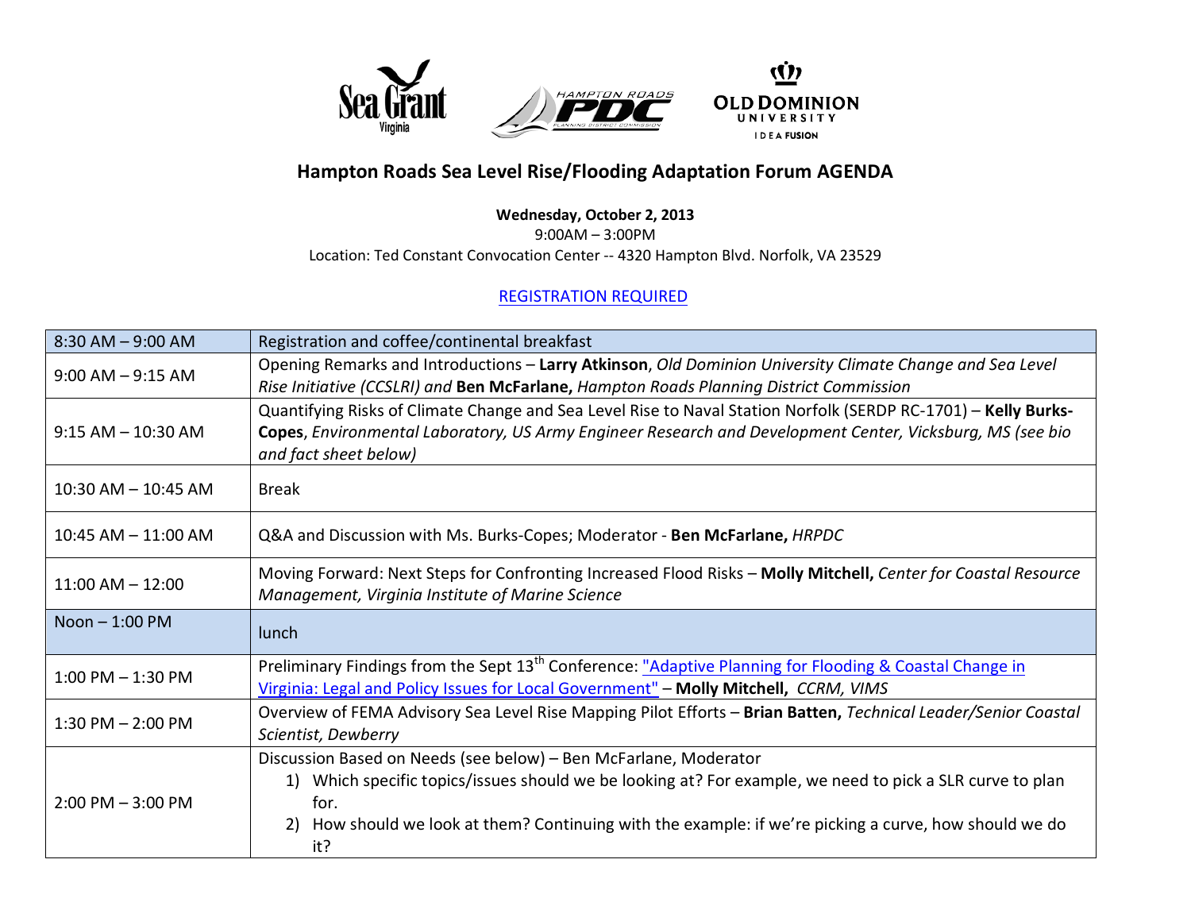# Hampton Roads Sea Level Rise/Flooding Adaptation Forum AGENDA

**Wednesday, October 2, 2013**

9:00AM – 3:00PM

Location: Ted Constant Convocation Center -- 4320 Hampton Blvd. Norfolk, VA 23529

REGISTRATION REQUIRED

| Time | Session |
|---|---|
| 8:30 AM – 9:00 AM | Registration and coffee/continental breakfast |
| 9:00 AM – 9:15 AM | Opening Remarks and Introductions – **Larry Atkinson**, *Old Dominion University Climate Change and Sea Level Rise Initiative (CCSLRI)* and **Ben McFarlane,** *Hampton Roads Planning District Commission* |
| 9:15 AM – 10:30 AM | Quantifying Risks of Climate Change and Sea Level Rise to Naval Station Norfolk (SERDP RC-1701) – **Kelly Burks-Copes**, *Environmental Laboratory, US Army Engineer Research and Development Center, Vicksburg, MS (see bio and fact sheet below)* |
| 10:30 AM – 10:45 AM | Break |
| 10:45 AM – 11:00 AM | Q&A and Discussion with Ms. Burks-Copes; Moderator - **Ben McFarlane,** *HRPDC* |
| 11:00 AM – 12:00 | Moving Forward: Next Steps for Confronting Increased Flood Risks – **Molly Mitchell,** *Center for Coastal Resource Management, Virginia Institute of Marine Science* |
| Noon – 1:00 PM | lunch |
| 1:00 PM – 1:30 PM | Preliminary Findings from the Sept 13th Conference: "Adaptive Planning for Flooding & Coastal Change in Virginia: Legal and Policy Issues for Local Government" – **Molly Mitchell,** *CCRM, VIMS* |
| 1:30 PM – 2:00 PM | Overview of FEMA Advisory Sea Level Rise Mapping Pilot Efforts – **Brian Batten,** *Technical Leader/Senior Coastal Scientist, Dewberry* |
| 2:00 PM – 3:00 PM | Discussion Based on Needs (see below) – Ben McFarlane, Moderator<br>1) Which specific topics/issues should we be looking at? For example, we need to pick a SLR curve to plan for.<br>2) How should we look at them? Continuing with the example: if we're picking a curve, how should we do it? |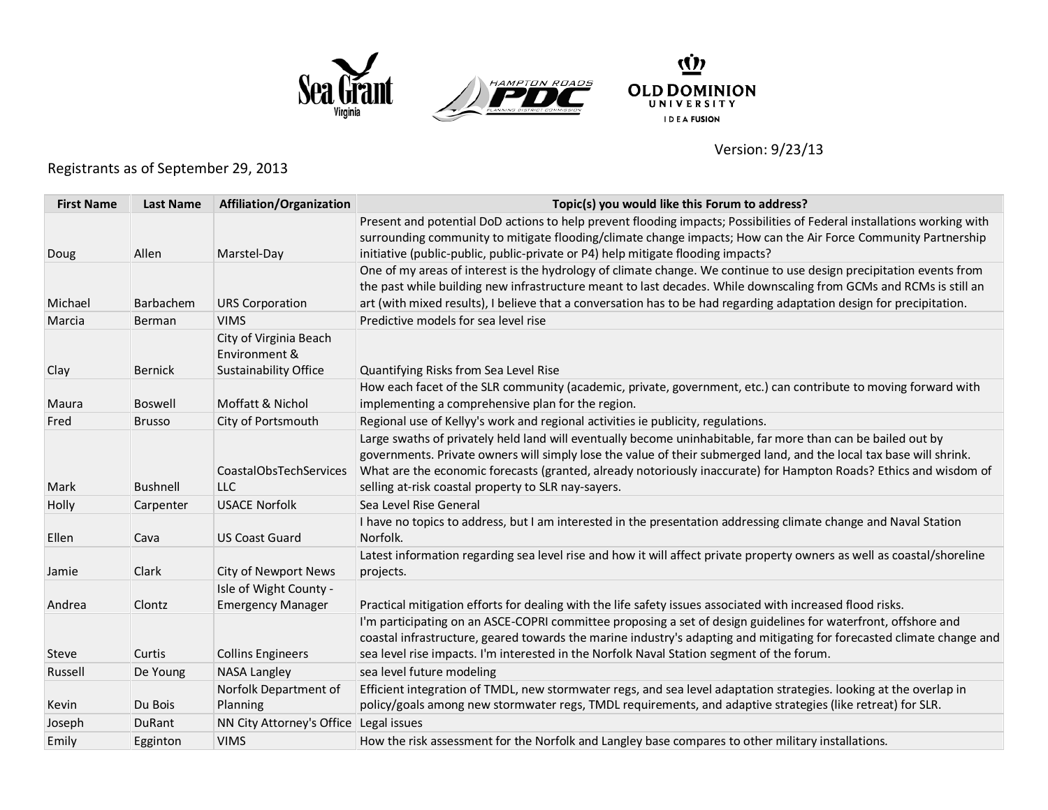Version: 9/23/13

Registrants as of September 29, 2013

| First Name | Last Name | Affiliation/Organization | Topic(s) you would like this Forum to address? |
|---|---|---|---|
| Doug | Allen | Marstel-Day | Present and potential DoD actions to help prevent flooding impacts; Possibilities of Federal installations working with surrounding community to mitigate flooding/climate change impacts; How can the Air Force Community Partnership initiative (public-public, public-private or P4) help mitigate flooding impacts? |
| Michael | Barbachem | URS Corporation | One of my areas of interest is the hydrology of climate change. We continue to use design precipitation events from the past while building new infrastructure meant to last decades. While downscaling from GCMs and RCMs is still an art (with mixed results), I believe that a conversation has to be had regarding adaptation design for precipitation. |
| Marcia | Berman | VIMS | Predictive models for sea level rise |
| Clay | Bernick | City of Virginia Beach Environment & Sustainability Office | Quantifying Risks from Sea Level Rise |
| Maura | Boswell | Moffatt & Nichol | How each facet of the SLR community (academic, private, government, etc.) can contribute to moving forward with implementing a comprehensive plan for the region. |
| Fred | Brusso | City of Portsmouth | Regional use of Kellyy's work and regional activities ie publicity, regulations. |
| Mark | Bushnell | CoastalObsTechServices LLC | Large swaths of privately held land will eventually become uninhabitable, far more than can be bailed out by governments. Private owners will simply lose the value of their submerged land, and the local tax base will shrink. What are the economic forecasts (granted, already notoriously inaccurate) for Hampton Roads? Ethics and wisdom of selling at-risk coastal property to SLR nay-sayers. |
| Holly | Carpenter | USACE Norfolk | Sea Level Rise General |
| Ellen | Cava | US Coast Guard | I have no topics to address, but I am interested in the presentation addressing climate change and Naval Station Norfolk. |
| Jamie | Clark | City of Newport News | Latest information regarding sea level rise and how it will affect private property owners as well as coastal/shoreline projects. |
| Andrea | Clontz | Isle of Wight County - Emergency Manager | Practical mitigation efforts for dealing with the life safety issues associated with increased flood risks. |
| Steve | Curtis | Collins Engineers | I'm participating on an ASCE-COPRI committee proposing a set of design guidelines for waterfront, offshore and coastal infrastructure, geared towards the marine industry's adapting and mitigating for forecasted climate change and sea level rise impacts. I'm interested in the Norfolk Naval Station segment of the forum. |
| Russell | De Young | NASA Langley | sea level future modeling |
| Kevin | Du Bois | Norfolk Department of Planning | Efficient integration of TMDL, new stormwater regs, and sea level adaptation strategies. looking at the overlap in policy/goals among new stormwater regs, TMDL requirements, and adaptive strategies (like retreat) for SLR. |
| Joseph | DuRant | NN City Attorney's Office | Legal issues |
| Emily | Egginton | VIMS | How the risk assessment for the Norfolk and Langley base compares to other military installations. |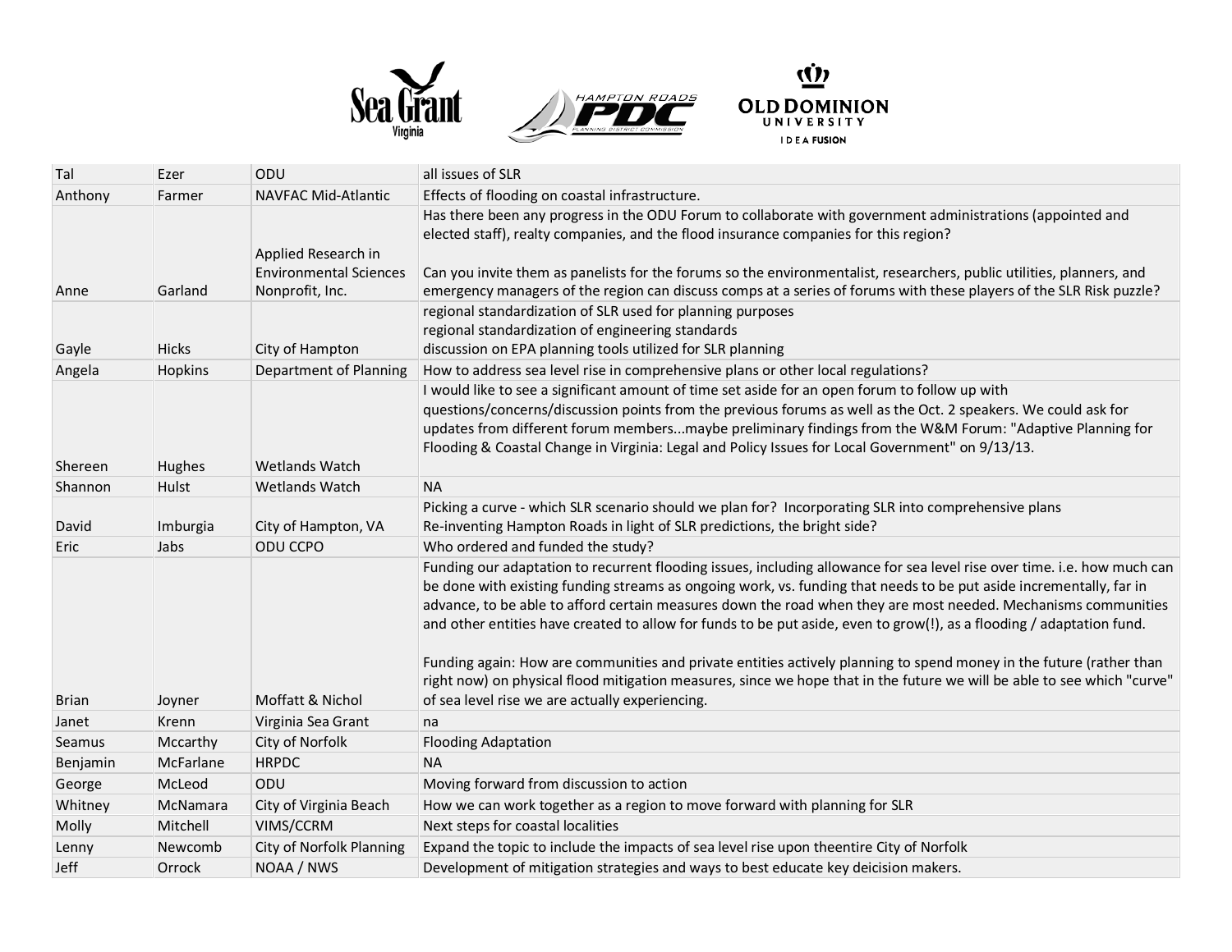| Tal | Ezer | ODU | all issues of SLR |
|---|---|---|---|
| Anthony | Farmer | NAVFAC Mid-Atlantic | Effects of flooding on coastal infrastructure. |
| Anne | Garland | Applied Research in Environmental Sciences Nonprofit, Inc. | Has there been any progress in the ODU Forum to collaborate with government administrations (appointed and elected staff), realty companies, and the flood insurance companies for this region?<br><br>Can you invite them as panelists for the forums so the environmentalist, researchers, public utilities, planners, and emergency managers of the region can discuss comps at a series of forums with these players of the SLR Risk puzzle? |
| Gayle | Hicks | City of Hampton | regional standardization of SLR used for planning purposes<br>regional standardization of engineering standards<br>discussion on EPA planning tools utilized for SLR planning |
| Angela | Hopkins | Department of Planning | How to address sea level rise in comprehensive plans or other local regulations? |
| Shereen | Hughes | Wetlands Watch | I would like to see a significant amount of time set aside for an open forum to follow up with questions/concerns/discussion points from the previous forums as well as the Oct. 2 speakers. We could ask for updates from different forum members...maybe preliminary findings from the W&M Forum: "Adaptive Planning for Flooding & Coastal Change in Virginia: Legal and Policy Issues for Local Government" on 9/13/13. |
| Shannon | Hulst | Wetlands Watch | NA |
| David | Imburgia | City of Hampton, VA | Picking a curve - which SLR scenario should we plan for? Incorporating SLR into comprehensive plans<br>Re-inventing Hampton Roads in light of SLR predictions, the bright side? |
| Eric | Jabs | ODU CCPO | Who ordered and funded the study? |
| Brian | Joyner | Moffatt & Nichol | Funding our adaptation to recurrent flooding issues, including allowance for sea level rise over time. i.e. how much can be done with existing funding streams as ongoing work, vs. funding that needs to be put aside incrementally, far in advance, to be able to afford certain measures down the road when they are most needed. Mechanisms communities and other entities have created to allow for funds to be put aside, even to grow(!), as a flooding / adaptation fund.<br><br>Funding again: How are communities and private entities actively planning to spend money in the future (rather than right now) on physical flood mitigation measures, since we hope that in the future we will be able to see which "curve" of sea level rise we are actually experiencing. |
| Janet | Krenn | Virginia Sea Grant | na |
| Seamus | Mccarthy | City of Norfolk | Flooding Adaptation |
| Benjamin | McFarlane | HRPDC | NA |
| George | McLeod | ODU | Moving forward from discussion to action |
| Whitney | McNamara | City of Virginia Beach | How we can work together as a region to move forward with planning for SLR |
| Molly | Mitchell | VIMS/CCRM | Next steps for coastal localities |
| Lenny | Newcomb | City of Norfolk Planning | Expand the topic to include the impacts of sea level rise upon theentire City of Norfolk |
| Jeff | Orrock | NOAA / NWS | Development of mitigation strategies and ways to best educate key deicision makers. |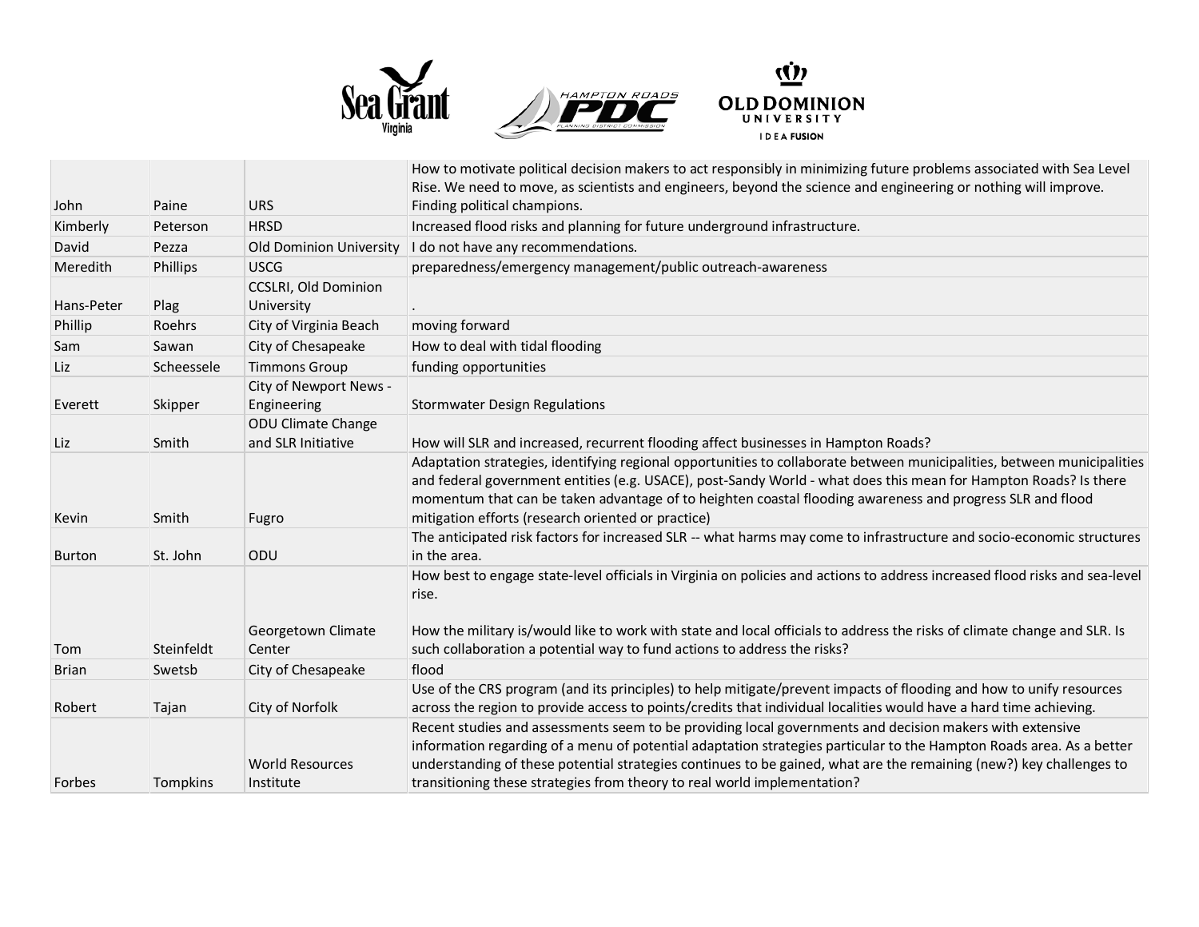| | | | |
|---|---|---|---|
| John | Paine | URS | How to motivate political decision makers to act responsibly in minimizing future problems associated with Sea Level Rise. We need to move, as scientists and engineers, beyond the science and engineering or nothing will improve. Finding political champions. |
| Kimberly | Peterson | HRSD | Increased flood risks and planning for future underground infrastructure. |
| David | Pezza | Old Dominion University | I do not have any recommendations. |
| Meredith | Phillips | USCG | preparedness/emergency management/public outreach-awareness |
| Hans-Peter | Plag | CCSLRI, Old Dominion University | . |
| Phillip | Roehrs | City of Virginia Beach | moving forward |
| Sam | Sawan | City of Chesapeake | How to deal with tidal flooding |
| Liz | Scheessele | Timmons Group | funding opportunities |
| Everett | Skipper | City of Newport News - Engineering | Stormwater Design Regulations |
| Liz | Smith | ODU Climate Change and SLR Initiative | How will SLR and increased, recurrent flooding affect businesses in Hampton Roads? |
| Kevin | Smith | Fugro | Adaptation strategies, identifying regional opportunities to collaborate between municipalities, between municipalities and federal government entities (e.g. USACE), post-Sandy World - what does this mean for Hampton Roads? Is there momentum that can be taken advantage of to heighten coastal flooding awareness and progress SLR and flood mitigation efforts (research oriented or practice) |
| Burton | St. John | ODU | The anticipated risk factors for increased SLR -- what harms may come to infrastructure and socio-economic structures in the area. |
| Tom | Steinfeldt | Georgetown Climate Center | How best to engage state-level officials in Virginia on policies and actions to address increased flood risks and sea-level rise.<br><br>How the military is/would like to work with state and local officials to address the risks of climate change and SLR. Is such collaboration a potential way to fund actions to address the risks? |
| Brian | Swetsb | City of Chesapeake | flood |
| Robert | Tajan | City of Norfolk | Use of the CRS program (and its principles) to help mitigate/prevent impacts of flooding and how to unify resources across the region to provide access to points/credits that individual localities would have a hard time achieving. |
| Forbes | Tompkins | World Resources Institute | Recent studies and assessments seem to be providing local governments and decision makers with extensive information regarding of a menu of potential adaptation strategies particular to the Hampton Roads area. As a better understanding of these potential strategies continues to be gained, what are the remaining (new?) key challenges to transitioning these strategies from theory to real world implementation? |